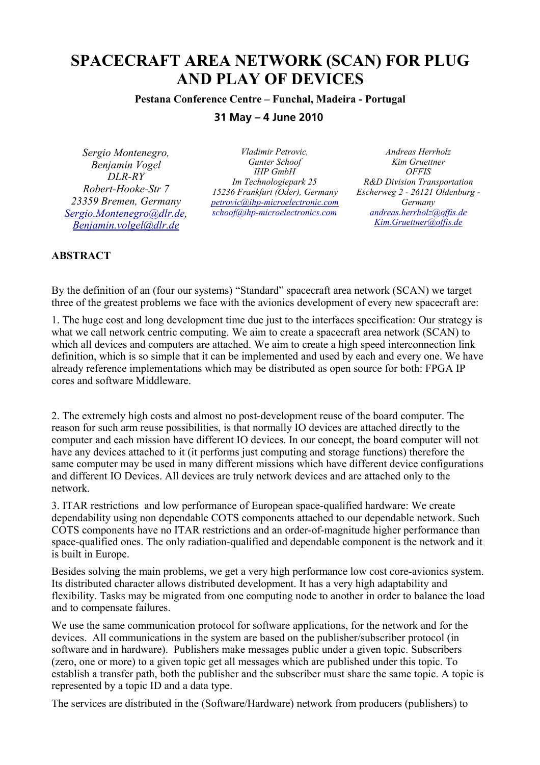# SPACECRAFT AREA NETWORK (SCAN) FOR PLUG AND PLAY OF DEVICES

**Pestana Conference Centre – Funchal, Madeira - Portugal**

**31 May – 4 June 2010**

*Sergio Montenegro,*
*Benjamin Vogel*
*DLR-RY*
*Robert-Hooke-Str 7*
*23359 Bremen, Germany*
*Sergio.Montenegro@dlr.de,*
*Benjamin.volgel@dlr.de*

*Vladimir Petrovic,*
*Gunter Schoof*
*IHP GmbH*
*Im Technologiepark 25*
*15236 Frankfurt (Oder), Germany*
*petrovic@ihp-microelectronic.com*
*schoof@ihp-microelectronics.com*

*Andreas Herrholz*
*Kim Gruettner*
*OFFIS*
*R&D Division Transportation*
*Escherweg 2 - 26121 Oldenburg - Germany*
*andreas.herrholz@offis.de*
*Kim.Gruettner@offis.de*

## ABSTRACT

By the definition of an (four our systems) "Standard" spacecraft area network (SCAN) we target three of the greatest problems we face with the avionics development of every new spacecraft are:

1. The huge cost and long development time due just to the interfaces specification: Our strategy is what we call network centric computing. We aim to create a spacecraft area network (SCAN) to which all devices and computers are attached. We aim to create a high speed interconnection link definition, which is so simple that it can be implemented and used by each and every one. We have already reference implementations which may be distributed as open source for both: FPGA IP cores and software Middleware.

2. The extremely high costs and almost no post-development reuse of the board computer. The reason for such arm reuse possibilities, is that normally IO devices are attached directly to the computer and each mission have different IO devices. In our concept, the board computer will not have any devices attached to it (it performs just computing and storage functions) therefore the same computer may be used in many different missions which have different device configurations and different IO Devices. All devices are truly network devices and are attached only to the network.

3. ITAR restrictions and low performance of European space-qualified hardware: We create dependability using non dependable COTS components attached to our dependable network. Such COTS components have no ITAR restrictions and an order-of-magnitude higher performance than space-qualified ones. The only radiation-qualified and dependable component is the network and it is built in Europe.

Besides solving the main problems, we get a very high performance low cost core-avionics system. Its distributed character allows distributed development. It has a very high adaptability and flexibility. Tasks may be migrated from one computing node to another in order to balance the load and to compensate failures.

We use the same communication protocol for software applications, for the network and for the devices. All communications in the system are based on the publisher/subscriber protocol (in software and in hardware). Publishers make messages public under a given topic. Subscribers (zero, one or more) to a given topic get all messages which are published under this topic. To establish a transfer path, both the publisher and the subscriber must share the same topic. A topic is represented by a topic ID and a data type.

The services are distributed in the (Software/Hardware) network from producers (publishers) to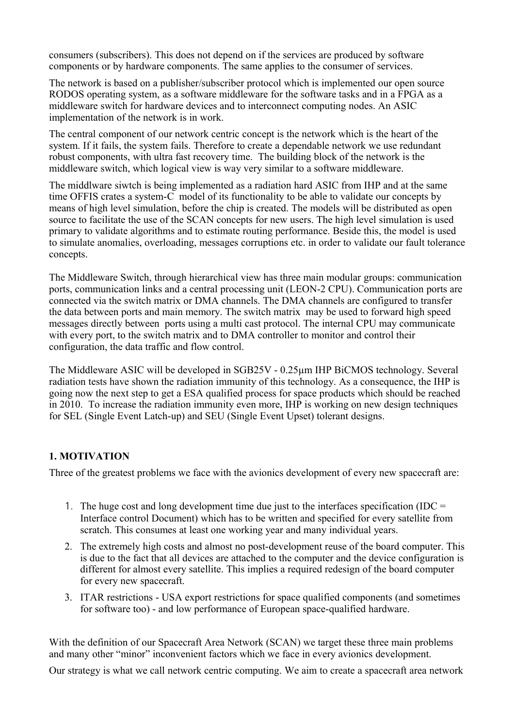consumers (subscribers). This does not depend on if the services are produced by software components or by hardware components. The same applies to the consumer of services.

The network is based on a publisher/subscriber protocol which is implemented our open source RODOS operating system, as a software middleware for the software tasks and in a FPGA as a middleware switch for hardware devices and to interconnect computing nodes. An ASIC implementation of the network is in work.

The central component of our network centric concept is the network which is the heart of the system. If it fails, the system fails. Therefore to create a dependable network we use redundant robust components, with ultra fast recovery time. The building block of the network is the middleware switch, which logical view is way very similar to a software middleware.

The middlware siwtch is being implemented as a radiation hard ASIC from IHP and at the same time OFFIS crates a system-C model of its functionality to be able to validate our concepts by means of high level simulation, before the chip is created. The models will be distributed as open source to facilitate the use of the SCAN concepts for new users. The high level simulation is used primary to validate algorithms and to estimate routing performance. Beside this, the model is used to simulate anomalies, overloading, messages corruptions etc. in order to validate our fault tolerance concepts.

The Middleware Switch, through hierarchical view has three main modular groups: communication ports, communication links and a central processing unit (LEON-2 CPU). Communication ports are connected via the switch matrix or DMA channels. The DMA channels are configured to transfer the data between ports and main memory. The switch matrix may be used to forward high speed messages directly between ports using a multi cast protocol. The internal CPU may communicate with every port, to the switch matrix and to DMA controller to monitor and control their configuration, the data traffic and flow control.

The Middleware ASIC will be developed in SGB25V - 0.25µm IHP BiCMOS technology. Several radiation tests have shown the radiation immunity of this technology. As a consequence, the IHP is going now the next step to get a ESA qualified process for space products which should be reached in 2010. To increase the radiation immunity even more, IHP is working on new design techniques for SEL (Single Event Latch-up) and SEU (Single Event Upset) tolerant designs.

## 1. MOTIVATION

Three of the greatest problems we face with the avionics development of every new spacecraft are:

1. The huge cost and long development time due just to the interfaces specification (IDC = Interface control Document) which has to be written and specified for every satellite from scratch. This consumes at least one working year and many individual years.
2. The extremely high costs and almost no post-development reuse of the board computer. This is due to the fact that all devices are attached to the computer and the device configuration is different for almost every satellite. This implies a required redesign of the board computer for every new spacecraft.
3. ITAR restrictions - USA export restrictions for space qualified components (and sometimes for software too) - and low performance of European space-qualified hardware.

With the definition of our Spacecraft Area Network (SCAN) we target these three main problems and many other "minor" inconvenient factors which we face in every avionics development.

Our strategy is what we call network centric computing. We aim to create a spacecraft area network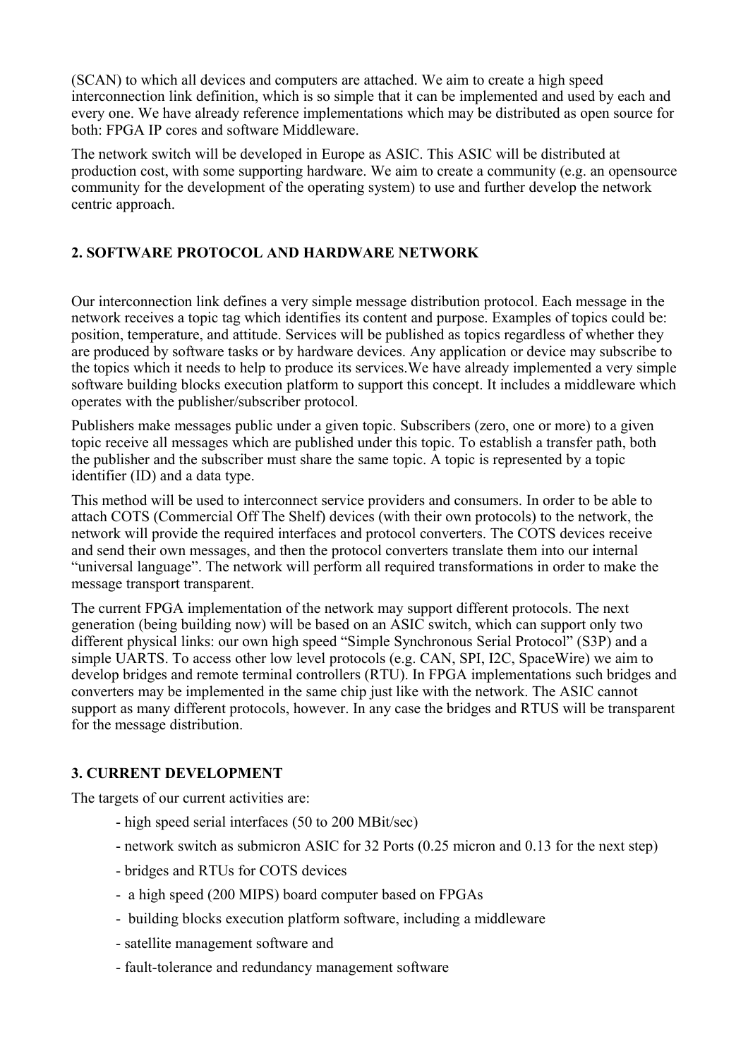(SCAN) to which all devices and computers are attached. We aim to create a high speed interconnection link definition, which is so simple that it can be implemented and used by each and every one. We have already reference implementations which may be distributed as open source for both: FPGA IP cores and software Middleware.

The network switch will be developed in Europe as ASIC. This ASIC will be distributed at production cost, with some supporting hardware. We aim to create a community (e.g. an opensource community for the development of the operating system) to use and further develop the network centric approach.

## 2. SOFTWARE PROTOCOL AND HARDWARE NETWORK

Our interconnection link defines a very simple message distribution protocol. Each message in the network receives a topic tag which identifies its content and purpose. Examples of topics could be: position, temperature, and attitude. Services will be published as topics regardless of whether they are produced by software tasks or by hardware devices. Any application or device may subscribe to the topics which it needs to help to produce its services.We have already implemented a very simple software building blocks execution platform to support this concept. It includes a middleware which operates with the publisher/subscriber protocol.

Publishers make messages public under a given topic. Subscribers (zero, one or more) to a given topic receive all messages which are published under this topic. To establish a transfer path, both the publisher and the subscriber must share the same topic. A topic is represented by a topic identifier (ID) and a data type.

This method will be used to interconnect service providers and consumers. In order to be able to attach COTS (Commercial Off The Shelf) devices (with their own protocols) to the network, the network will provide the required interfaces and protocol converters. The COTS devices receive and send their own messages, and then the protocol converters translate them into our internal "universal language". The network will perform all required transformations in order to make the message transport transparent.

The current FPGA implementation of the network may support different protocols. The next generation (being building now) will be based on an ASIC switch, which can support only two different physical links: our own high speed "Simple Synchronous Serial Protocol" (S3P) and a simple UARTS. To access other low level protocols (e.g. CAN, SPI, I2C, SpaceWire) we aim to develop bridges and remote terminal controllers (RTU). In FPGA implementations such bridges and converters may be implemented in the same chip just like with the network. The ASIC cannot support as many different protocols, however. In any case the bridges and RTUS will be transparent for the message distribution.

## 3. CURRENT DEVELOPMENT

The targets of our current activities are:

- high speed serial interfaces (50 to 200 MBit/sec)
- network switch as submicron ASIC for 32 Ports (0.25 micron and 0.13 for the next step)
- bridges and RTUs for COTS devices
- a high speed (200 MIPS) board computer based on FPGAs
- building blocks execution platform software, including a middleware
- satellite management software and
- fault-tolerance and redundancy management software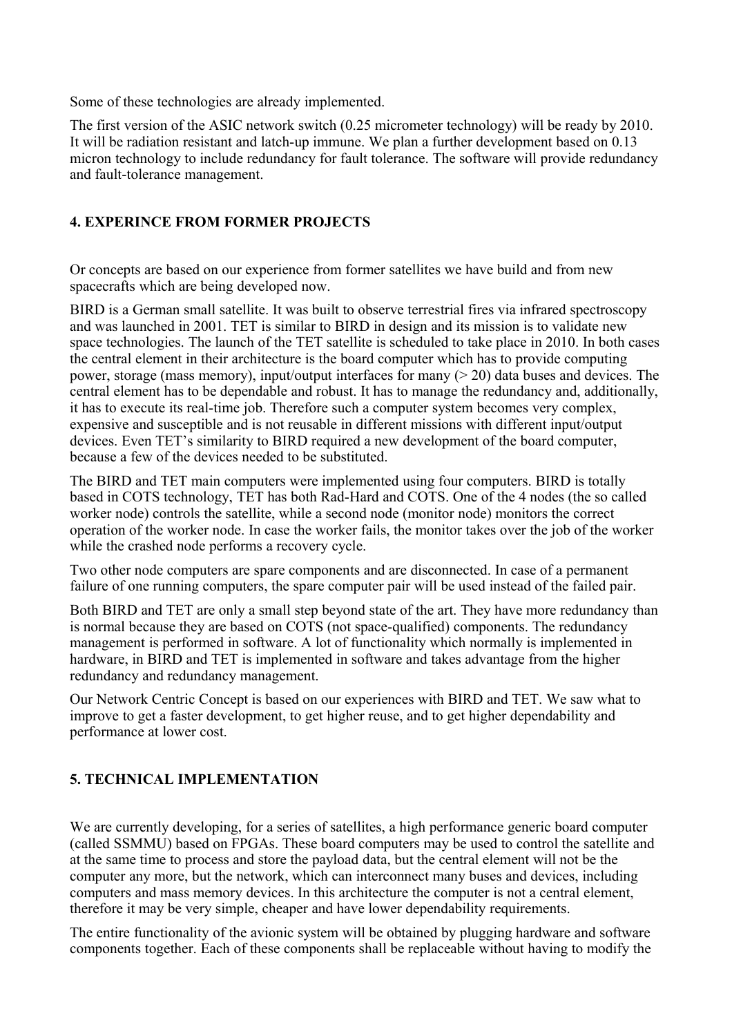Some of these technologies are already implemented.

The first version of the ASIC network switch (0.25 micrometer technology) will be ready by 2010. It will be radiation resistant and latch-up immune. We plan a further development based on 0.13 micron technology to include redundancy for fault tolerance. The software will provide redundancy and fault-tolerance management.

## 4. EXPERINCE FROM FORMER PROJECTS

Or concepts are based on our experience from former satellites we have build and from new spacecrafts which are being developed now.

BIRD is a German small satellite. It was built to observe terrestrial fires via infrared spectroscopy and was launched in 2001. TET is similar to BIRD in design and its mission is to validate new space technologies. The launch of the TET satellite is scheduled to take place in 2010. In both cases the central element in their architecture is the board computer which has to provide computing power, storage (mass memory), input/output interfaces for many (> 20) data buses and devices. The central element has to be dependable and robust. It has to manage the redundancy and, additionally, it has to execute its real-time job. Therefore such a computer system becomes very complex, expensive and susceptible and is not reusable in different missions with different input/output devices. Even TET's similarity to BIRD required a new development of the board computer, because a few of the devices needed to be substituted.

The BIRD and TET main computers were implemented using four computers. BIRD is totally based in COTS technology, TET has both Rad-Hard and COTS. One of the 4 nodes (the so called worker node) controls the satellite, while a second node (monitor node) monitors the correct operation of the worker node. In case the worker fails, the monitor takes over the job of the worker while the crashed node performs a recovery cycle.

Two other node computers are spare components and are disconnected. In case of a permanent failure of one running computers, the spare computer pair will be used instead of the failed pair.

Both BIRD and TET are only a small step beyond state of the art. They have more redundancy than is normal because they are based on COTS (not space-qualified) components. The redundancy management is performed in software. A lot of functionality which normally is implemented in hardware, in BIRD and TET is implemented in software and takes advantage from the higher redundancy and redundancy management.

Our Network Centric Concept is based on our experiences with BIRD and TET. We saw what to improve to get a faster development, to get higher reuse, and to get higher dependability and performance at lower cost.

## 5. TECHNICAL IMPLEMENTATION

We are currently developing, for a series of satellites, a high performance generic board computer (called SSMMU) based on FPGAs. These board computers may be used to control the satellite and at the same time to process and store the payload data, but the central element will not be the computer any more, but the network, which can interconnect many buses and devices, including computers and mass memory devices. In this architecture the computer is not a central element, therefore it may be very simple, cheaper and have lower dependability requirements.

The entire functionality of the avionic system will be obtained by plugging hardware and software components together. Each of these components shall be replaceable without having to modify the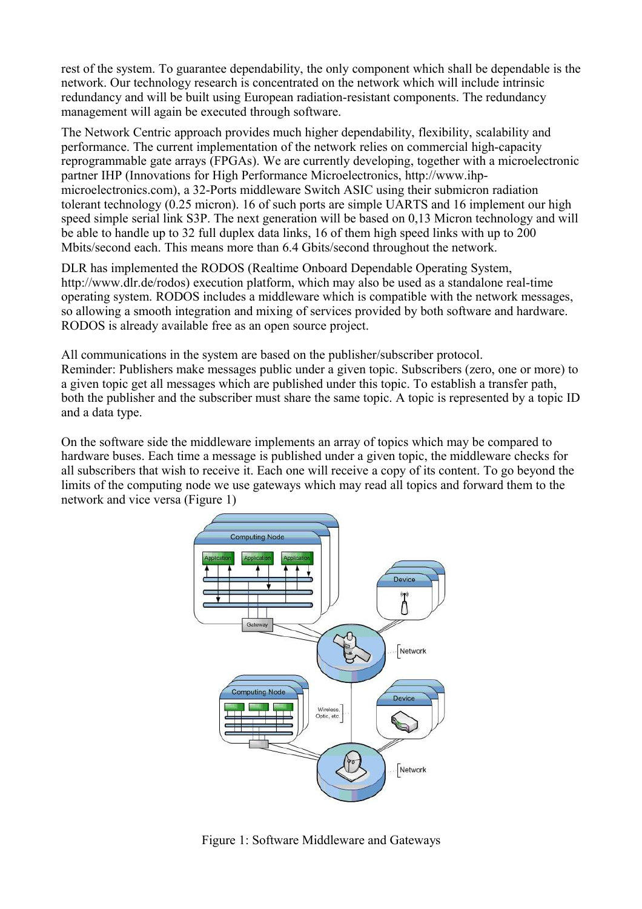rest of the system. To guarantee dependability, the only component which shall be dependable is the network. Our technology research is concentrated on the network which will include intrinsic redundancy and will be built using European radiation-resistant components. The redundancy management will again be executed through software.

The Network Centric approach provides much higher dependability, flexibility, scalability and performance. The current implementation of the network relies on commercial high-capacity reprogrammable gate arrays (FPGAs). We are currently developing, together with a microelectronic partner IHP (Innovations for High Performance Microelectronics, http://www.ihp-microelectronics.com), a 32-Ports middleware Switch ASIC using their submicron radiation tolerant technology (0.25 micron). 16 of such ports are simple UARTS and 16 implement our high speed simple serial link S3P. The next generation will be based on 0,13 Micron technology and will be able to handle up to 32 full duplex data links, 16 of them high speed links with up to 200 Mbits/second each. This means more than 6.4 Gbits/second throughout the network.

DLR has implemented the RODOS (Realtime Onboard Dependable Operating System, http://www.dlr.de/rodos) execution platform, which may also be used as a standalone real-time operating system. RODOS includes a middleware which is compatible with the network messages, so allowing a smooth integration and mixing of services provided by both software and hardware. RODOS is already available free as an open source project.

All communications in the system are based on the publisher/subscriber protocol.
Reminder: Publishers make messages public under a given topic. Subscribers (zero, one or more) to a given topic get all messages which are published under this topic. To establish a transfer path, both the publisher and the subscriber must share the same topic. A topic is represented by a topic ID and a data type.

On the software side the middleware implements an array of topics which may be compared to hardware buses. Each time a message is published under a given topic, the middleware checks for all subscribers that wish to receive it. Each one will receive a copy of its content. To go beyond the limits of the computing node we use gateways which may read all topics and forward them to the network and vice versa (Figure 1)

Figure 1: Software Middleware and Gateways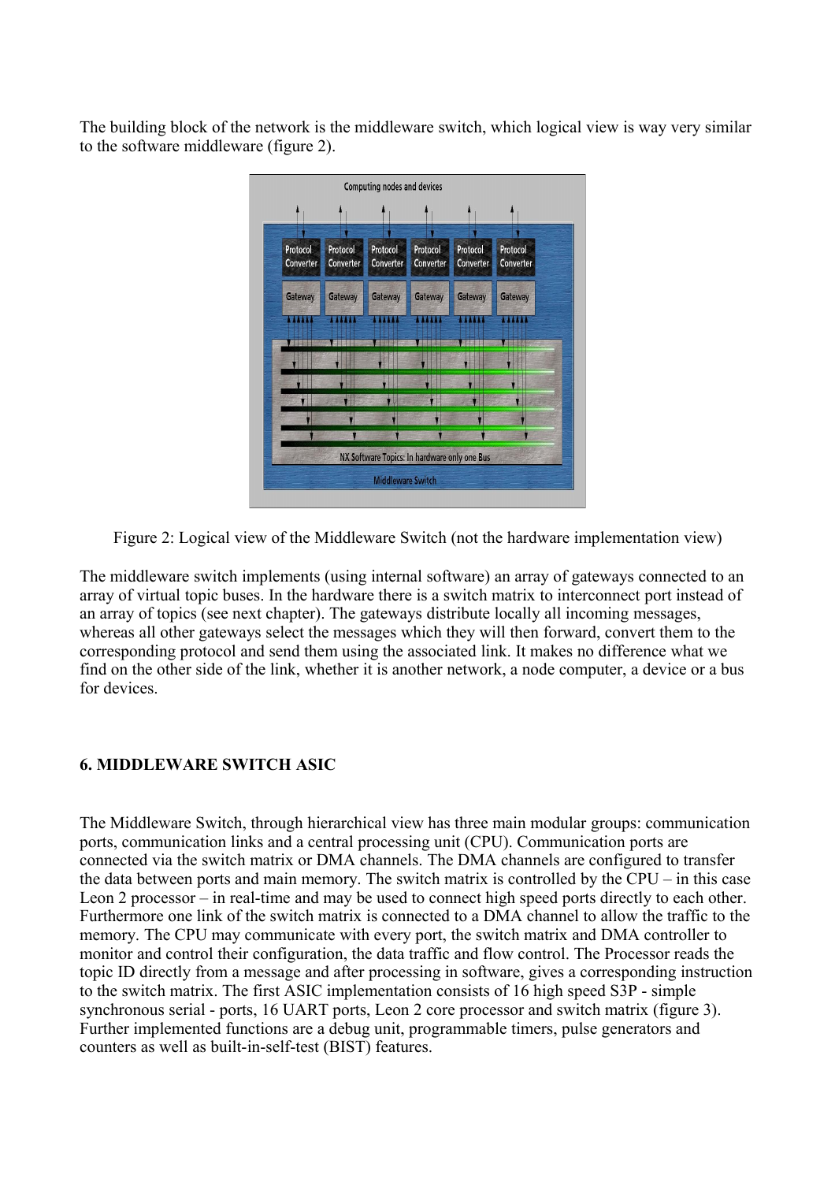The building block of the network is the middleware switch, which logical view is way very similar to the software middleware (figure 2).

Figure 2: Logical view of the Middleware Switch (not the hardware implementation view)

The middleware switch implements (using internal software) an array of gateways connected to an array of virtual topic buses. In the hardware there is a switch matrix to interconnect port instead of an array of topics (see next chapter). The gateways distribute locally all incoming messages, whereas all other gateways select the messages which they will then forward, convert them to the corresponding protocol and send them using the associated link. It makes no difference what we find on the other side of the link, whether it is another network, a node computer, a device or a bus for devices.

## 6. MIDDLEWARE SWITCH ASIC

The Middleware Switch, through hierarchical view has three main modular groups: communication ports, communication links and a central processing unit (CPU). Communication ports are connected via the switch matrix or DMA channels. The DMA channels are configured to transfer the data between ports and main memory. The switch matrix is controlled by the CPU – in this case Leon 2 processor – in real-time and may be used to connect high speed ports directly to each other. Furthermore one link of the switch matrix is connected to a DMA channel to allow the traffic to the memory. The CPU may communicate with every port, the switch matrix and DMA controller to monitor and control their configuration, the data traffic and flow control. The Processor reads the topic ID directly from a message and after processing in software, gives a corresponding instruction to the switch matrix. The first ASIC implementation consists of 16 high speed S3P - simple synchronous serial - ports, 16 UART ports, Leon 2 core processor and switch matrix (figure 3). Further implemented functions are a debug unit, programmable timers, pulse generators and counters as well as built-in-self-test (BIST) features.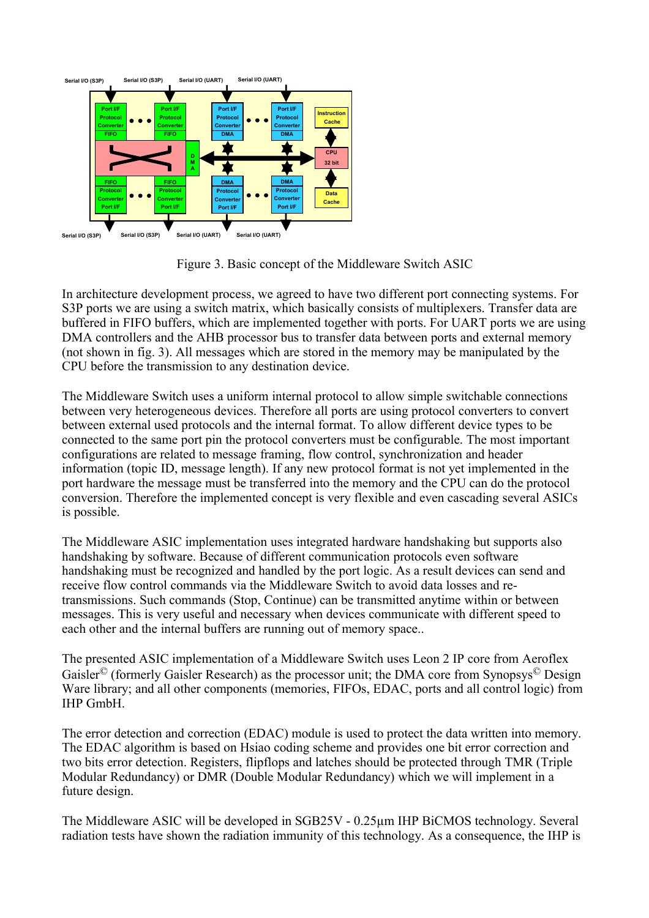Figure 3. Basic concept of the Middleware Switch ASIC

In architecture development process, we agreed to have two different port connecting systems. For S3P ports we are using a switch matrix, which basically consists of multiplexers. Transfer data are buffered in FIFO buffers, which are implemented together with ports. For UART ports we are using DMA controllers and the AHB processor bus to transfer data between ports and external memory (not shown in fig. 3). All messages which are stored in the memory may be manipulated by the CPU before the transmission to any destination device.

The Middleware Switch uses a uniform internal protocol to allow simple switchable connections between very heterogeneous devices. Therefore all ports are using protocol converters to convert between external used protocols and the internal format. To allow different device types to be connected to the same port pin the protocol converters must be configurable. The most important configurations are related to message framing, flow control, synchronization and header information (topic ID, message length). If any new protocol format is not yet implemented in the port hardware the message must be transferred into the memory and the CPU can do the protocol conversion. Therefore the implemented concept is very flexible and even cascading several ASICs is possible.

The Middleware ASIC implementation uses integrated hardware handshaking but supports also handshaking by software. Because of different communication protocols even software handshaking must be recognized and handled by the port logic. As a result devices can send and receive flow control commands via the Middleware Switch to avoid data losses and re-transmissions. Such commands (Stop, Continue) can be transmitted anytime within or between messages. This is very useful and necessary when devices communicate with different speed to each other and the internal buffers are running out of memory space..

The presented ASIC implementation of a Middleware Switch uses Leon 2 IP core from Aeroflex Gaisler© (formerly Gaisler Research) as the processor unit; the DMA core from Synopsys© Design Ware library; and all other components (memories, FIFOs, EDAC, ports and all control logic) from IHP GmbH.

The error detection and correction (EDAC) module is used to protect the data written into memory. The EDAC algorithm is based on Hsiao coding scheme and provides one bit error correction and two bits error detection. Registers, flipflops and latches should be protected through TMR (Triple Modular Redundancy) or DMR (Double Modular Redundancy) which we will implement in a future design.

The Middleware ASIC will be developed in SGB25V - 0.25µm IHP BiCMOS technology. Several radiation tests have shown the radiation immunity of this technology. As a consequence, the IHP is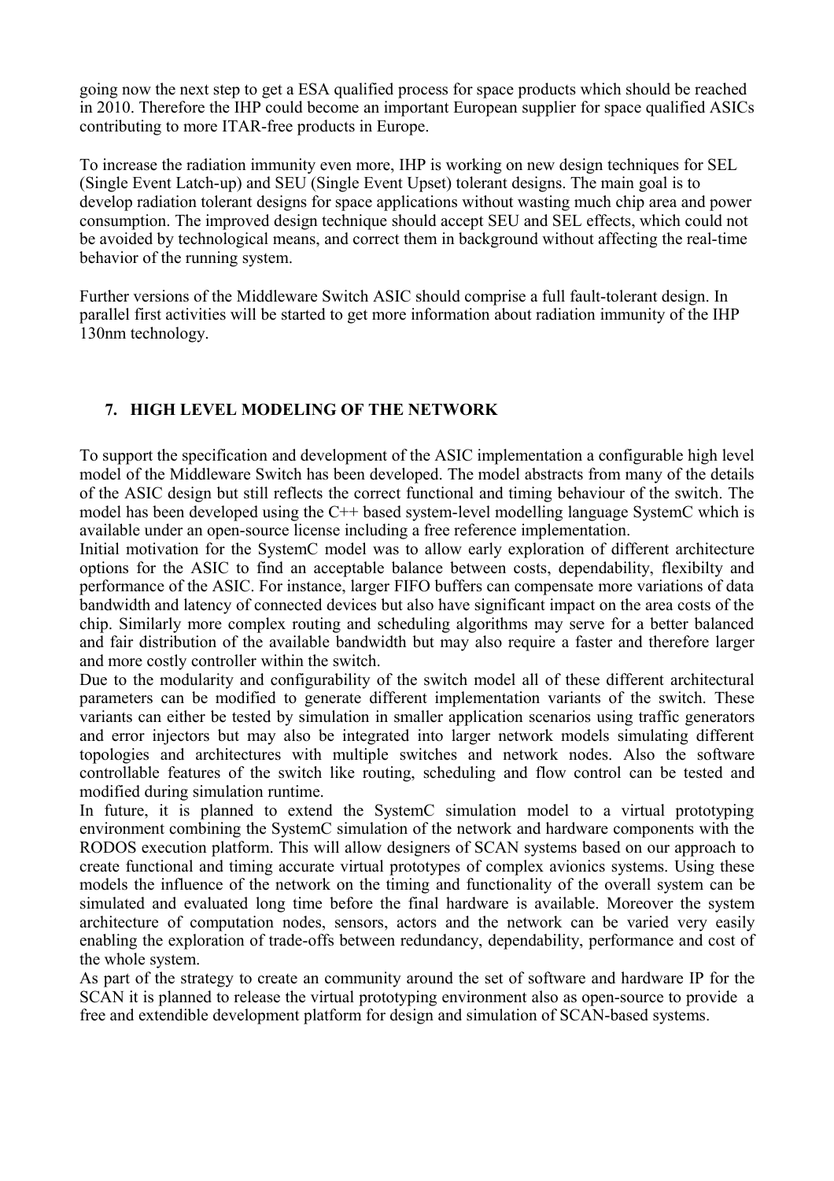going now the next step to get a ESA qualified process for space products which should be reached in 2010. Therefore the IHP could become an important European supplier for space qualified ASICs contributing to more ITAR-free products in Europe.

To increase the radiation immunity even more, IHP is working on new design techniques for SEL (Single Event Latch-up) and SEU (Single Event Upset) tolerant designs. The main goal is to develop radiation tolerant designs for space applications without wasting much chip area and power consumption. The improved design technique should accept SEU and SEL effects, which could not be avoided by technological means, and correct them in background without affecting the real-time behavior of the running system.

Further versions of the Middleware Switch ASIC should comprise a full fault-tolerant design. In parallel first activities will be started to get more information about radiation immunity of the IHP 130nm technology.

## 7. HIGH LEVEL MODELING OF THE NETWORK

To support the specification and development of the ASIC implementation a configurable high level model of the Middleware Switch has been developed. The model abstracts from many of the details of the ASIC design but still reflects the correct functional and timing behaviour of the switch. The model has been developed using the C++ based system-level modelling language SystemC which is available under an open-source license including a free reference implementation.

Initial motivation for the SystemC model was to allow early exploration of different architecture options for the ASIC to find an acceptable balance between costs, dependability, flexibilty and performance of the ASIC. For instance, larger FIFO buffers can compensate more variations of data bandwidth and latency of connected devices but also have significant impact on the area costs of the chip. Similarly more complex routing and scheduling algorithms may serve for a better balanced and fair distribution of the available bandwidth but may also require a faster and therefore larger and more costly controller within the switch.

Due to the modularity and configurability of the switch model all of these different architectural parameters can be modified to generate different implementation variants of the switch. These variants can either be tested by simulation in smaller application scenarios using traffic generators and error injectors but may also be integrated into larger network models simulating different topologies and architectures with multiple switches and network nodes. Also the software controllable features of the switch like routing, scheduling and flow control can be tested and modified during simulation runtime.

In future, it is planned to extend the SystemC simulation model to a virtual prototyping environment combining the SystemC simulation of the network and hardware components with the RODOS execution platform. This will allow designers of SCAN systems based on our approach to create functional and timing accurate virtual prototypes of complex avionics systems. Using these models the influence of the network on the timing and functionality of the overall system can be simulated and evaluated long time before the final hardware is available. Moreover the system architecture of computation nodes, sensors, actors and the network can be varied very easily enabling the exploration of trade-offs between redundancy, dependability, performance and cost of the whole system.

As part of the strategy to create an community around the set of software and hardware IP for the SCAN it is planned to release the virtual prototyping environment also as open-source to provide a free and extendible development platform for design and simulation of SCAN-based systems.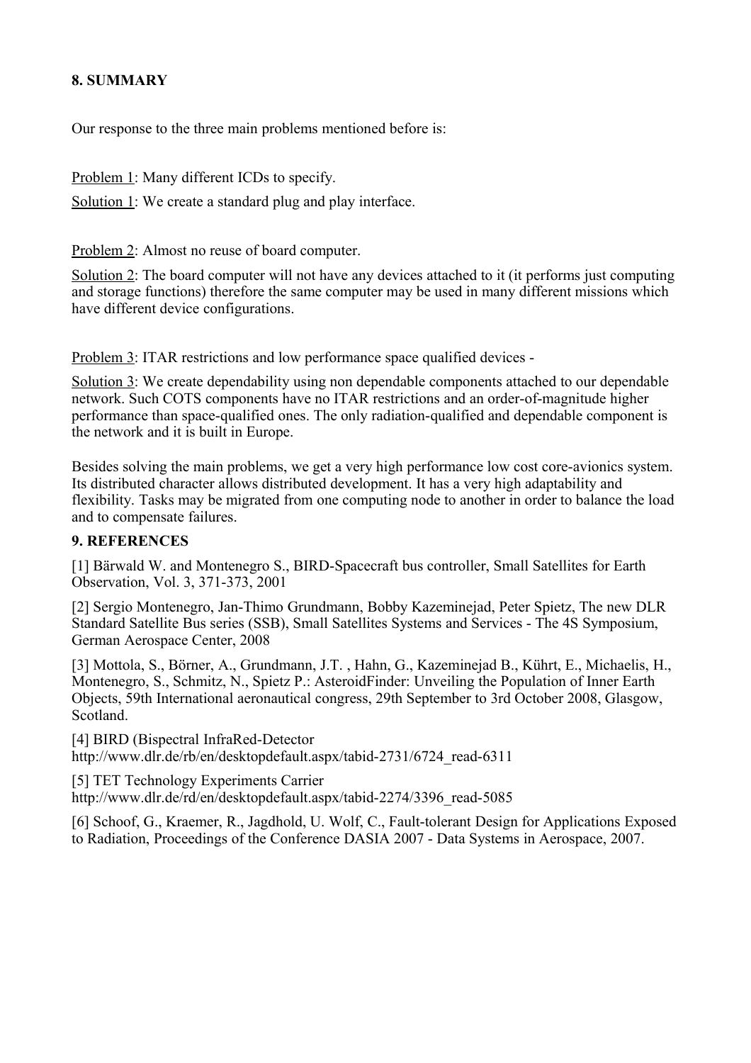## 8. SUMMARY

Our response to the three main problems mentioned before is:

Problem 1: Many different ICDs to specify.

Solution 1: We create a standard plug and play interface.

Problem 2: Almost no reuse of board computer.

Solution 2: The board computer will not have any devices attached to it (it performs just computing and storage functions) therefore the same computer may be used in many different missions which have different device configurations.

Problem 3: ITAR restrictions and low performance space qualified devices -

Solution 3: We create dependability using non dependable components attached to our dependable network. Such COTS components have no ITAR restrictions and an order-of-magnitude higher performance than space-qualified ones. The only radiation-qualified and dependable component is the network and it is built in Europe.

Besides solving the main problems, we get a very high performance low cost core-avionics system. Its distributed character allows distributed development. It has a very high adaptability and flexibility. Tasks may be migrated from one computing node to another in order to balance the load and to compensate failures.

## 9. REFERENCES

[1] Bärwald W. and Montenegro S., BIRD-Spacecraft bus controller, Small Satellites for Earth Observation, Vol. 3, 371-373, 2001

[2] Sergio Montenegro, Jan-Thimo Grundmann, Bobby Kazeminejad, Peter Spietz, The new DLR Standard Satellite Bus series (SSB), Small Satellites Systems and Services - The 4S Symposium, German Aerospace Center, 2008

[3] Mottola, S., Börner, A., Grundmann, J.T. , Hahn, G., Kazeminejad B., Kührt, E., Michaelis, H., Montenegro, S., Schmitz, N., Spietz P.: AsteroidFinder: Unveiling the Population of Inner Earth Objects, 59th International aeronautical congress, 29th September to 3rd October 2008, Glasgow, Scotland.

[4] BIRD (Bispectral InfraRed-Detector
http://www.dlr.de/rb/en/desktopdefault.aspx/tabid-2731/6724_read-6311

[5] TET Technology Experiments Carrier
http://www.dlr.de/rd/en/desktopdefault.aspx/tabid-2274/3396_read-5085

[6] Schoof, G., Kraemer, R., Jagdhold, U. Wolf, C., Fault-tolerant Design for Applications Exposed to Radiation, Proceedings of the Conference DASIA 2007 - Data Systems in Aerospace, 2007.